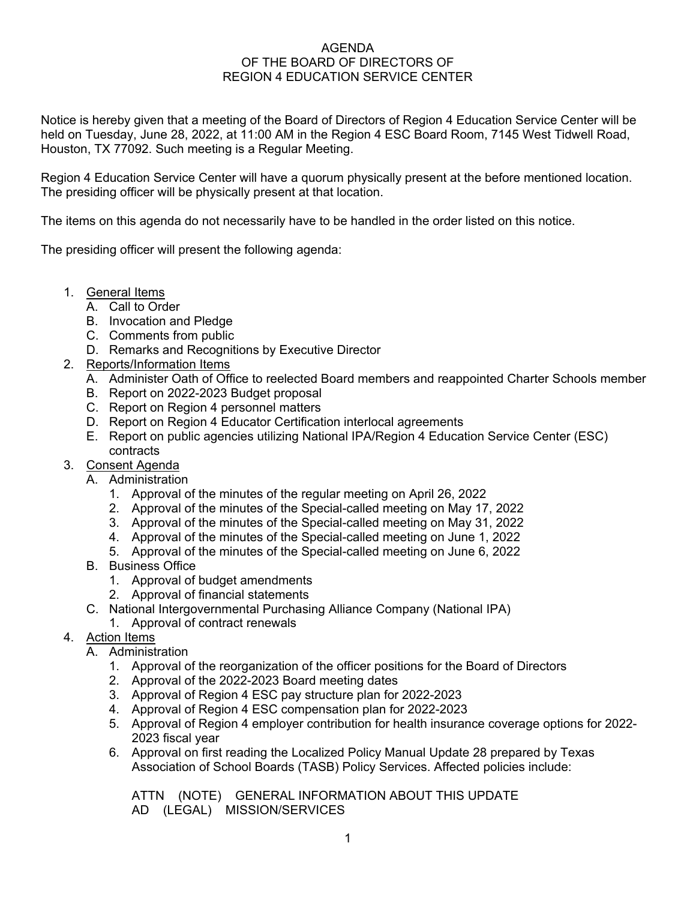# AGENDA
## OF THE BOARD OF DIRECTORS OF
## REGION 4 EDUCATION SERVICE CENTER

Notice is hereby given that a meeting of the Board of Directors of Region 4 Education Service Center will be held on Tuesday, June 28, 2022, at 11:00 AM in the Region 4 ESC Board Room, 7145 West Tidwell Road, Houston, TX 77092. Such meeting is a Regular Meeting.

Region 4 Education Service Center will have a quorum physically present at the before mentioned location. The presiding officer will be physically present at that location.

The items on this agenda do not necessarily have to be handled in the order listed on this notice.

The presiding officer will present the following agenda:

1. General Items
   - A. Call to Order
   - B. Invocation and Pledge
   - C. Comments from public
   - D. Remarks and Recognitions by Executive Director
2. Reports/Information Items
   - A. Administer Oath of Office to reelected Board members and reappointed Charter Schools member
   - B. Report on 2022-2023 Budget proposal
   - C. Report on Region 4 personnel matters
   - D. Report on Region 4 Educator Certification interlocal agreements
   - E. Report on public agencies utilizing National IPA/Region 4 Education Service Center (ESC) contracts
3. Consent Agenda
   - A. Administration
     1. Approval of the minutes of the regular meeting on April 26, 2022
     2. Approval of the minutes of the Special-called meeting on May 17, 2022
     3. Approval of the minutes of the Special-called meeting on May 31, 2022
     4. Approval of the minutes of the Special-called meeting on June 1, 2022
     5. Approval of the minutes of the Special-called meeting on June 6, 2022
   - B. Business Office
     1. Approval of budget amendments
     2. Approval of financial statements
   - C. National Intergovernmental Purchasing Alliance Company (National IPA)
     1. Approval of contract renewals
4. Action Items
   - A. Administration
     1. Approval of the reorganization of the officer positions for the Board of Directors
     2. Approval of the 2022-2023 Board meeting dates
     3. Approval of Region 4 ESC pay structure plan for 2022-2023
     4. Approval of Region 4 ESC compensation plan for 2022-2023
     5. Approval of Region 4 employer contribution for health insurance coverage options for 2022-2023 fiscal year
     6. Approval on first reading the Localized Policy Manual Update 28 prepared by Texas Association of School Boards (TASB) Policy Services. Affected policies include:

        ATTN (NOTE) GENERAL INFORMATION ABOUT THIS UPDATE
        AD (LEGAL) MISSION/SERVICES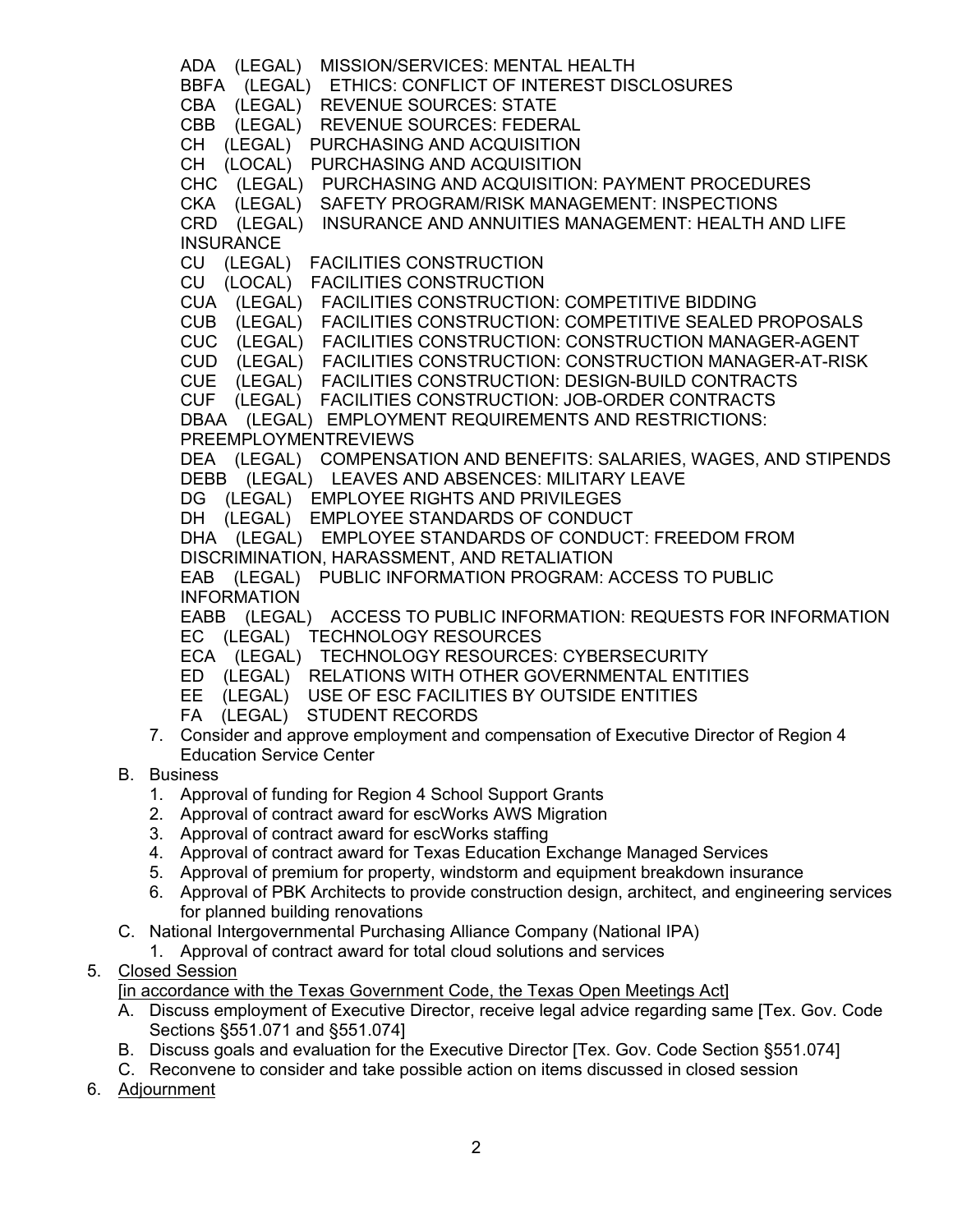ADA (LEGAL) MISSION/SERVICES: MENTAL HEALTH
BBFA (LEGAL) ETHICS: CONFLICT OF INTEREST DISCLOSURES
CBA (LEGAL) REVENUE SOURCES: STATE
CBB (LEGAL) REVENUE SOURCES: FEDERAL
CH (LEGAL) PURCHASING AND ACQUISITION
CH (LOCAL) PURCHASING AND ACQUISITION
CHC (LEGAL) PURCHASING AND ACQUISITION: PAYMENT PROCEDURES
CKA (LEGAL) SAFETY PROGRAM/RISK MANAGEMENT: INSPECTIONS
CRD (LEGAL) INSURANCE AND ANNUITIES MANAGEMENT: HEALTH AND LIFE INSURANCE
CU (LEGAL) FACILITIES CONSTRUCTION
CU (LOCAL) FACILITIES CONSTRUCTION
CUA (LEGAL) FACILITIES CONSTRUCTION: COMPETITIVE BIDDING
CUB (LEGAL) FACILITIES CONSTRUCTION: COMPETITIVE SEALED PROPOSALS
CUC (LEGAL) FACILITIES CONSTRUCTION: CONSTRUCTION MANAGER-AGENT
CUD (LEGAL) FACILITIES CONSTRUCTION: CONSTRUCTION MANAGER-AT-RISK
CUE (LEGAL) FACILITIES CONSTRUCTION: DESIGN-BUILD CONTRACTS
CUF (LEGAL) FACILITIES CONSTRUCTION: JOB-ORDER CONTRACTS
DBAA (LEGAL) EMPLOYMENT REQUIREMENTS AND RESTRICTIONS: PREEMPLOYMENTREVIEWS
DEA (LEGAL) COMPENSATION AND BENEFITS: SALARIES, WAGES, AND STIPENDS
DEBB (LEGAL) LEAVES AND ABSENCES: MILITARY LEAVE
DG (LEGAL) EMPLOYEE RIGHTS AND PRIVILEGES
DH (LEGAL) EMPLOYEE STANDARDS OF CONDUCT
DHA (LEGAL) EMPLOYEE STANDARDS OF CONDUCT: FREEDOM FROM DISCRIMINATION, HARASSMENT, AND RETALIATION
EAB (LEGAL) PUBLIC INFORMATION PROGRAM: ACCESS TO PUBLIC INFORMATION
EABB (LEGAL) ACCESS TO PUBLIC INFORMATION: REQUESTS FOR INFORMATION
EC (LEGAL) TECHNOLOGY RESOURCES
ECA (LEGAL) TECHNOLOGY RESOURCES: CYBERSECURITY
ED (LEGAL) RELATIONS WITH OTHER GOVERNMENTAL ENTITIES
EE (LEGAL) USE OF ESC FACILITIES BY OUTSIDE ENTITIES
FA (LEGAL) STUDENT RECORDS

   7. Consider and approve employment and compensation of Executive Director of Region 4 Education Service Center

B. Business
   1. Approval of funding for Region 4 School Support Grants
   2. Approval of contract award for escWorks AWS Migration
   3. Approval of contract award for escWorks staffing
   4. Approval of contract award for Texas Education Exchange Managed Services
   5. Approval of premium for property, windstorm and equipment breakdown insurance
   6. Approval of PBK Architects to provide construction design, architect, and engineering services for planned building renovations

C. National Intergovernmental Purchasing Alliance Company (National IPA)
   1. Approval of contract award for total cloud solutions and services

5. Closed Session
   [in accordance with the Texas Government Code, the Texas Open Meetings Act]
   A. Discuss employment of Executive Director, receive legal advice regarding same [Tex. Gov. Code Sections §551.071 and §551.074]
   B. Discuss goals and evaluation for the Executive Director [Tex. Gov. Code Section §551.074]
   C. Reconvene to consider and take possible action on items discussed in closed session

6. Adjournment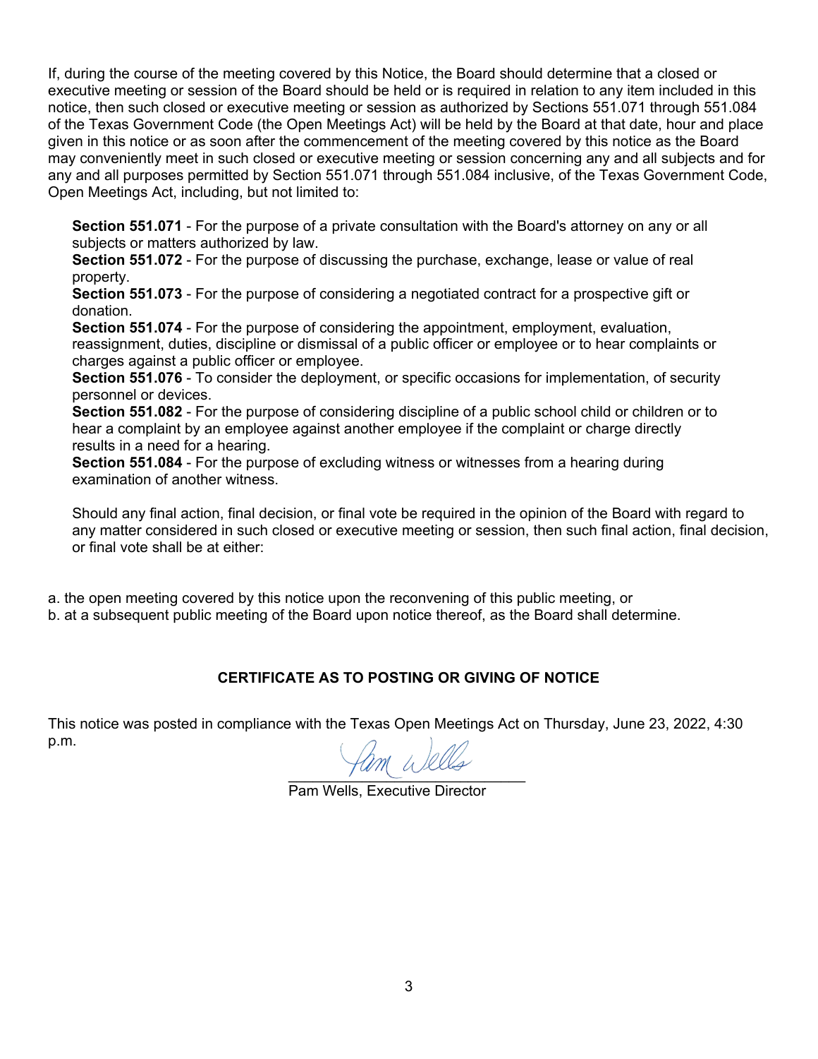If, during the course of the meeting covered by this Notice, the Board should determine that a closed or executive meeting or session of the Board should be held or is required in relation to any item included in this notice, then such closed or executive meeting or session as authorized by Sections 551.071 through 551.084 of the Texas Government Code (the Open Meetings Act) will be held by the Board at that date, hour and place given in this notice or as soon after the commencement of the meeting covered by this notice as the Board may conveniently meet in such closed or executive meeting or session concerning any and all subjects and for any and all purposes permitted by Section 551.071 through 551.084 inclusive, of the Texas Government Code, Open Meetings Act, including, but not limited to:

**Section 551.071** - For the purpose of a private consultation with the Board's attorney on any or all subjects or matters authorized by law.
**Section 551.072** - For the purpose of discussing the purchase, exchange, lease or value of real property.
**Section 551.073** - For the purpose of considering a negotiated contract for a prospective gift or donation.
**Section 551.074** - For the purpose of considering the appointment, employment, evaluation, reassignment, duties, discipline or dismissal of a public officer or employee or to hear complaints or charges against a public officer or employee.
**Section 551.076** - To consider the deployment, or specific occasions for implementation, of security personnel or devices.
**Section 551.082** - For the purpose of considering discipline of a public school child or children or to hear a complaint by an employee against another employee if the complaint or charge directly results in a need for a hearing.
**Section 551.084** - For the purpose of excluding witness or witnesses from a hearing during examination of another witness.

Should any final action, final decision, or final vote be required in the opinion of the Board with regard to any matter considered in such closed or executive meeting or session, then such final action, final decision, or final vote shall be at either:

a. the open meeting covered by this notice upon the reconvening of this public meeting, or
b. at a subsequent public meeting of the Board upon notice thereof, as the Board shall determine.

**CERTIFICATE AS TO POSTING OR GIVING OF NOTICE**

This notice was posted in compliance with the Texas Open Meetings Act on Thursday, June 23, 2022, 4:30 p.m.

Pam Wells

Pam Wells, Executive Director